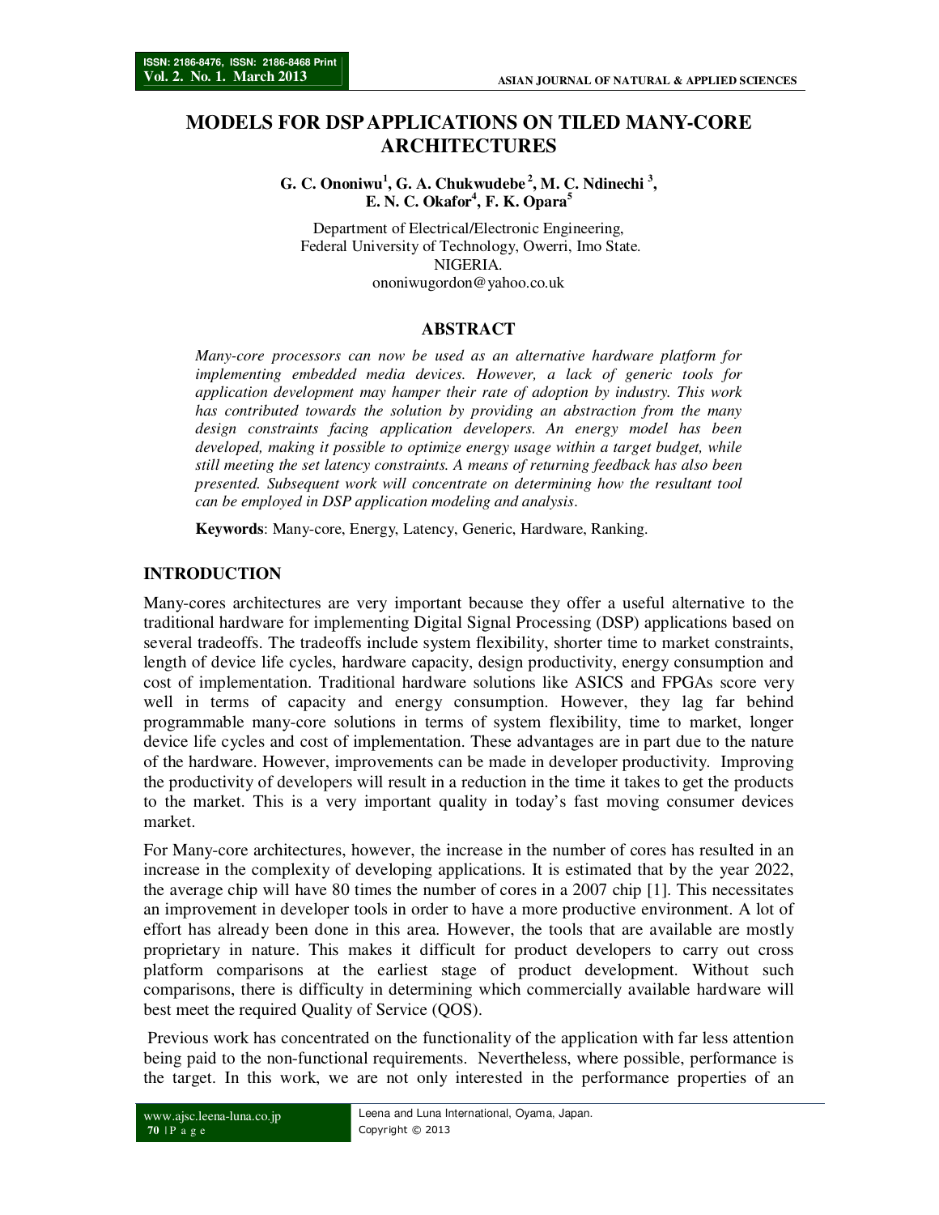# MODELS FOR DSP APPLICATIONS ON TILED MANY-CORE ARCHITECTURES

**G. C. Ononiwu[1], G. A. Chukwudebe[2], M. C. Ndinechi[3], E. N. C. Okafor[4], F. K. Opara[5]**

Department of Electrical/Electronic Engineering,
Federal University of Technology, Owerri, Imo State.
NIGERIA.
ononiwugordon@yahoo.co.uk

## ABSTRACT

*Many-core processors can now be used as an alternative hardware platform for implementing embedded media devices. However, a lack of generic tools for application development may hamper their rate of adoption by industry. This work has contributed towards the solution by providing an abstraction from the many design constraints facing application developers. An energy model has been developed, making it possible to optimize energy usage within a target budget, while still meeting the set latency constraints. A means of returning feedback has also been presented. Subsequent work will concentrate on determining how the resultant tool can be employed in DSP application modeling and analysis.*

**Keywords**: Many-core, Energy, Latency, Generic, Hardware, Ranking.

## INTRODUCTION

Many-cores architectures are very important because they offer a useful alternative to the traditional hardware for implementing Digital Signal Processing (DSP) applications based on several tradeoffs. The tradeoffs include system flexibility, shorter time to market constraints, length of device life cycles, hardware capacity, design productivity, energy consumption and cost of implementation. Traditional hardware solutions like ASICS and FPGAs score very well in terms of capacity and energy consumption. However, they lag far behind programmable many-core solutions in terms of system flexibility, time to market, longer device life cycles and cost of implementation. These advantages are in part due to the nature of the hardware. However, improvements can be made in developer productivity. Improving the productivity of developers will result in a reduction in the time it takes to get the products to the market. This is a very important quality in today's fast moving consumer devices market.

For Many-core architectures, however, the increase in the number of cores has resulted in an increase in the complexity of developing applications. It is estimated that by the year 2022, the average chip will have 80 times the number of cores in a 2007 chip [1]. This necessitates an improvement in developer tools in order to have a more productive environment. A lot of effort has already been done in this area. However, the tools that are available are mostly proprietary in nature. This makes it difficult for product developers to carry out cross platform comparisons at the earliest stage of product development. Without such comparisons, there is difficulty in determining which commercially available hardware will best meet the required Quality of Service (QOS).

Previous work has concentrated on the functionality of the application with far less attention being paid to the non-functional requirements. Nevertheless, where possible, performance is the target. In this work, we are not only interested in the performance properties of an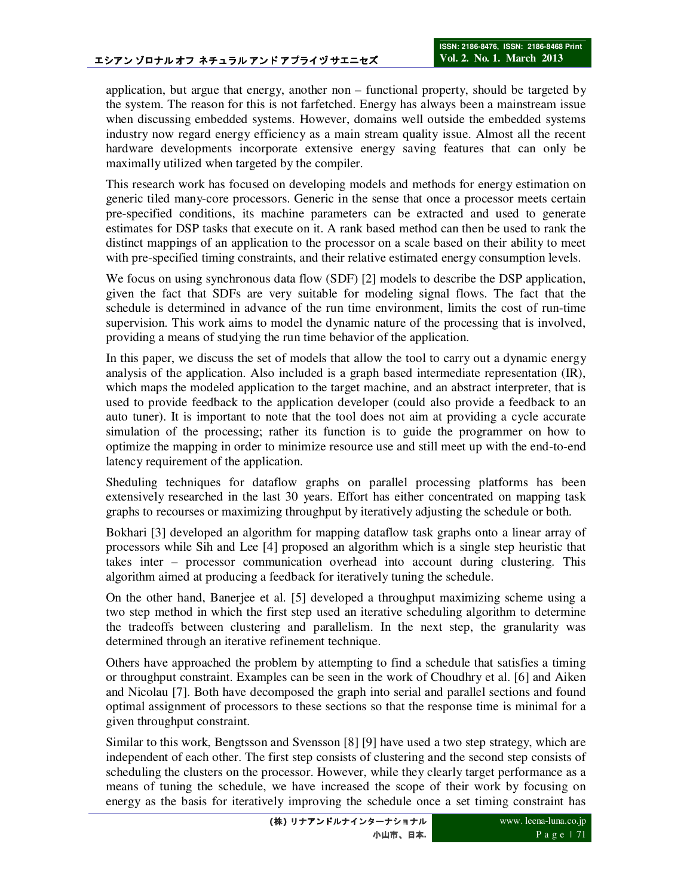application, but argue that energy, another non – functional property, should be targeted by the system. The reason for this is not farfetched. Energy has always been a mainstream issue when discussing embedded systems. However, domains well outside the embedded systems industry now regard energy efficiency as a main stream quality issue. Almost all the recent hardware developments incorporate extensive energy saving features that can only be maximally utilized when targeted by the compiler.

This research work has focused on developing models and methods for energy estimation on generic tiled many-core processors. Generic in the sense that once a processor meets certain pre-specified conditions, its machine parameters can be extracted and used to generate estimates for DSP tasks that execute on it. A rank based method can then be used to rank the distinct mappings of an application to the processor on a scale based on their ability to meet with pre-specified timing constraints, and their relative estimated energy consumption levels.

We focus on using synchronous data flow (SDF) [2] models to describe the DSP application, given the fact that SDFs are very suitable for modeling signal flows. The fact that the schedule is determined in advance of the run time environment, limits the cost of run-time supervision. This work aims to model the dynamic nature of the processing that is involved, providing a means of studying the run time behavior of the application.

In this paper, we discuss the set of models that allow the tool to carry out a dynamic energy analysis of the application. Also included is a graph based intermediate representation (IR), which maps the modeled application to the target machine, and an abstract interpreter, that is used to provide feedback to the application developer (could also provide a feedback to an auto tuner). It is important to note that the tool does not aim at providing a cycle accurate simulation of the processing; rather its function is to guide the programmer on how to optimize the mapping in order to minimize resource use and still meet up with the end-to-end latency requirement of the application.

Sheduling techniques for dataflow graphs on parallel processing platforms has been extensively researched in the last 30 years. Effort has either concentrated on mapping task graphs to recourses or maximizing throughput by iteratively adjusting the schedule or both.

Bokhari [3] developed an algorithm for mapping dataflow task graphs onto a linear array of processors while Sih and Lee [4] proposed an algorithm which is a single step heuristic that takes inter – processor communication overhead into account during clustering. This algorithm aimed at producing a feedback for iteratively tuning the schedule.

On the other hand, Banerjee et al. [5] developed a throughput maximizing scheme using a two step method in which the first step used an iterative scheduling algorithm to determine the tradeoffs between clustering and parallelism. In the next step, the granularity was determined through an iterative refinement technique.

Others have approached the problem by attempting to find a schedule that satisfies a timing or throughput constraint. Examples can be seen in the work of Choudhry et al. [6] and Aiken and Nicolau [7]. Both have decomposed the graph into serial and parallel sections and found optimal assignment of processors to these sections so that the response time is minimal for a given throughput constraint.

Similar to this work, Bengtsson and Svensson [8] [9] have used a two step strategy, which are independent of each other. The first step consists of clustering and the second step consists of scheduling the clusters on the processor. However, while they clearly target performance as a means of tuning the schedule, we have increased the scope of their work by focusing on energy as the basis for iteratively improving the schedule once a set timing constraint has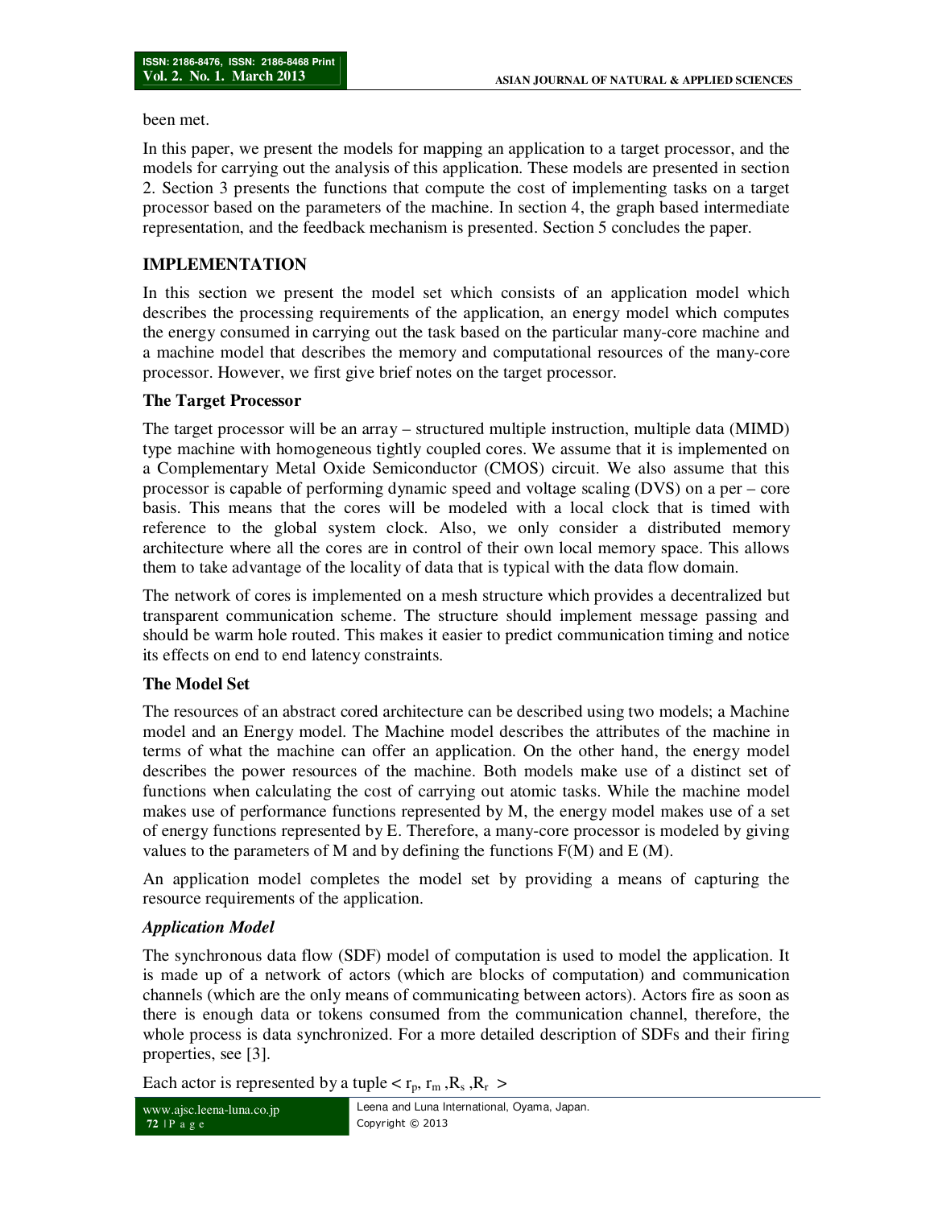been met.

In this paper, we present the models for mapping an application to a target processor, and the models for carrying out the analysis of this application. These models are presented in section 2. Section 3 presents the functions that compute the cost of implementing tasks on a target processor based on the parameters of the machine. In section 4, the graph based intermediate representation, and the feedback mechanism is presented. Section 5 concludes the paper.

## IMPLEMENTATION

In this section we present the model set which consists of an application model which describes the processing requirements of the application, an energy model which computes the energy consumed in carrying out the task based on the particular many-core machine and a machine model that describes the memory and computational resources of the many-core processor. However, we first give brief notes on the target processor.

### The Target Processor

The target processor will be an array – structured multiple instruction, multiple data (MIMD) type machine with homogeneous tightly coupled cores. We assume that it is implemented on a Complementary Metal Oxide Semiconductor (CMOS) circuit. We also assume that this processor is capable of performing dynamic speed and voltage scaling (DVS) on a per – core basis. This means that the cores will be modeled with a local clock that is timed with reference to the global system clock. Also, we only consider a distributed memory architecture where all the cores are in control of their own local memory space. This allows them to take advantage of the locality of data that is typical with the data flow domain.

The network of cores is implemented on a mesh structure which provides a decentralized but transparent communication scheme. The structure should implement message passing and should be warm hole routed. This makes it easier to predict communication timing and notice its effects on end to end latency constraints.

### The Model Set

The resources of an abstract cored architecture can be described using two models; a Machine model and an Energy model. The Machine model describes the attributes of the machine in terms of what the machine can offer an application. On the other hand, the energy model describes the power resources of the machine. Both models make use of a distinct set of functions when calculating the cost of carrying out atomic tasks. While the machine model makes use of performance functions represented by M, the energy model makes use of a set of energy functions represented by E. Therefore, a many-core processor is modeled by giving values to the parameters of M and by defining the functions F(M) and E (M).

An application model completes the model set by providing a means of capturing the resource requirements of the application.

#### *Application Model*

The synchronous data flow (SDF) model of computation is used to model the application. It is made up of a network of actors (which are blocks of computation) and communication channels (which are the only means of communicating between actors). Actors fire as soon as there is enough data or tokens consumed from the communication channel, therefore, the whole process is data synchronized. For a more detailed description of SDFs and their firing properties, see [3].

Each actor is represented by a tuple $< r_p, r_m, R_s, R_r >$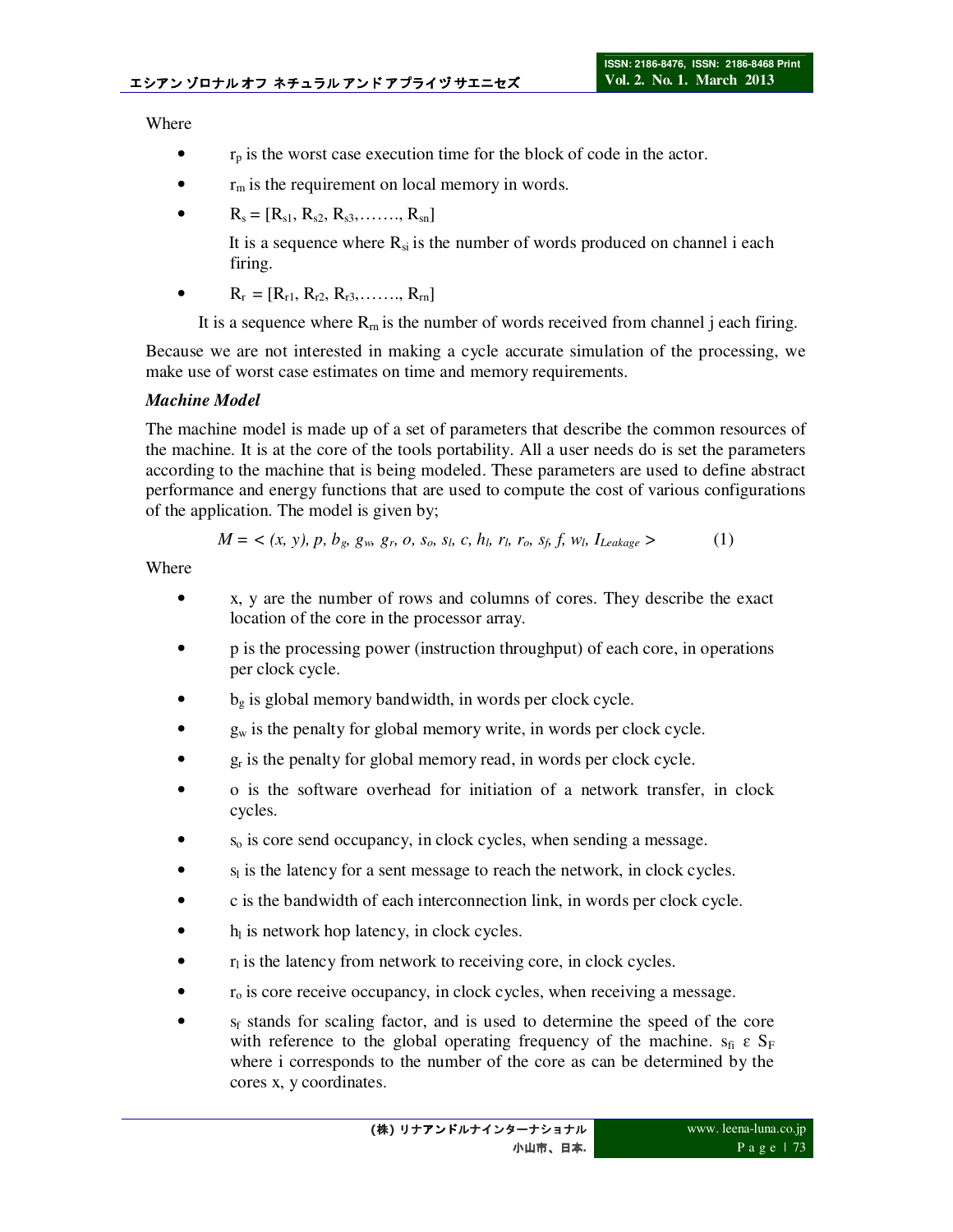Where

- $r_p$ is the worst case execution time for the block of code in the actor.
- $r_m$ is the requirement on local memory in words.
- $R_s = [R_{s1}, R_{s2}, R_{s3}, \ldots, R_{sn}]$

  It is a sequence where $R_{si}$ is the number of words produced on channel i each firing.
- $R_r = [R_{r1}, R_{r2}, R_{r3}, \ldots, R_{rn}]$

  It is a sequence where $R_{rn}$ is the number of words received from channel j each firing.

Because we are not interested in making a cycle accurate simulation of the processing, we make use of worst case estimates on time and memory requirements.

***Machine Model***

The machine model is made up of a set of parameters that describe the common resources of the machine. It is at the core of the tools portability. All a user needs do is set the parameters according to the machine that is being modeled. These parameters are used to define abstract performance and energy functions that are used to compute the cost of various configurations of the application. The model is given by;

$$M = < (x, y), p, b_g, g_w, g_r, o, s_o, s_l, c, h_l, r_l, r_o, s_f, f, w_l, I_{Leakage} > \qquad (1)$$

Where

- x, y are the number of rows and columns of cores. They describe the exact location of the core in the processor array.
- p is the processing power (instruction throughput) of each core, in operations per clock cycle.
- $b_g$ is global memory bandwidth, in words per clock cycle.
- $g_w$ is the penalty for global memory write, in words per clock cycle.
- $g_r$ is the penalty for global memory read, in words per clock cycle.
- o is the software overhead for initiation of a network transfer, in clock cycles.
- $s_o$ is core send occupancy, in clock cycles, when sending a message.
- $s_l$ is the latency for a sent message to reach the network, in clock cycles.
- c is the bandwidth of each interconnection link, in words per clock cycle.
- $h_l$ is network hop latency, in clock cycles.
- $r_l$ is the latency from network to receiving core, in clock cycles.
- $r_o$ is core receive occupancy, in clock cycles, when receiving a message.
- $s_f$ stands for scaling factor, and is used to determine the speed of the core with reference to the global operating frequency of the machine. $s_{fi} \ \varepsilon \ S_F$ where i corresponds to the number of the core as can be determined by the cores x, y coordinates.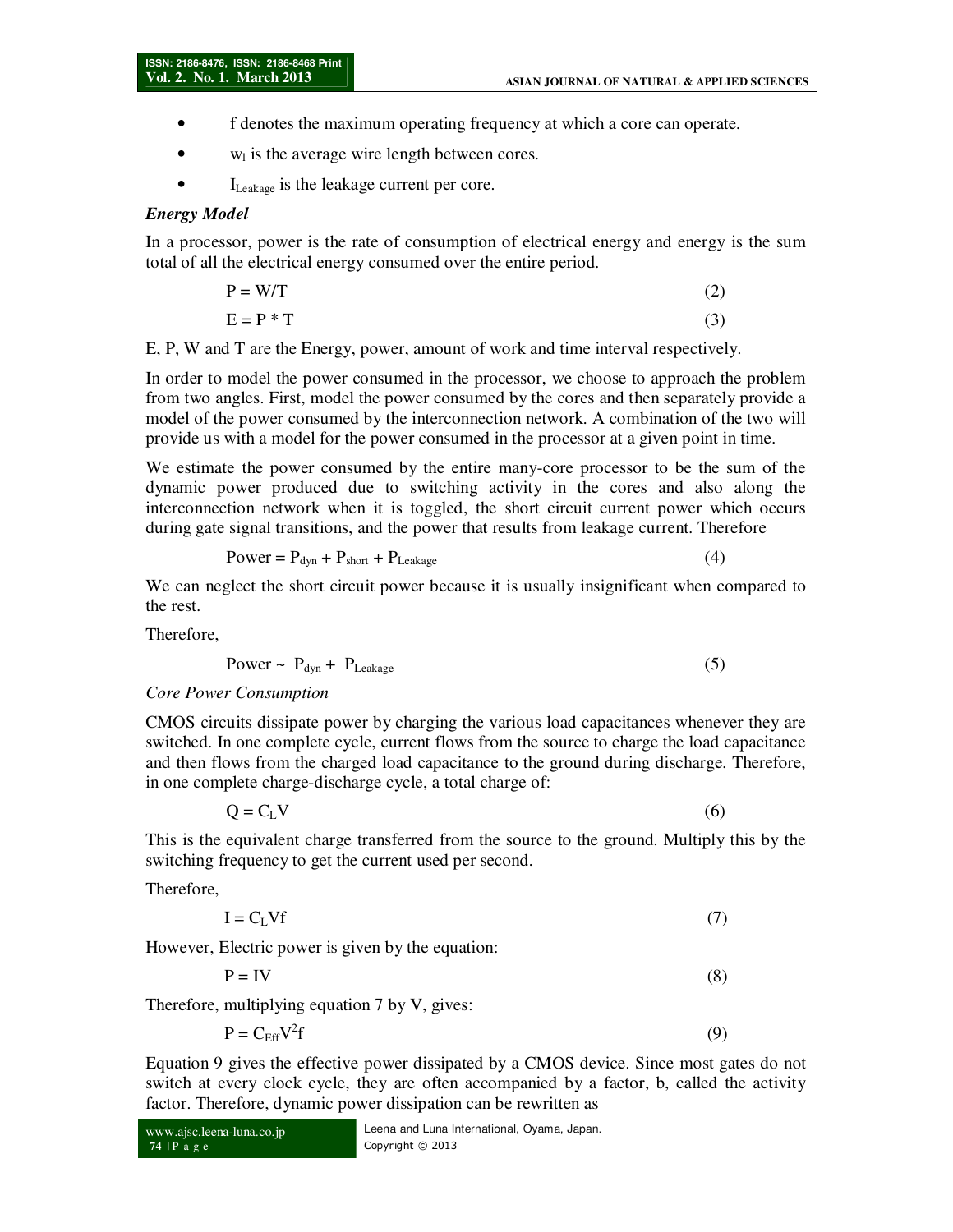- f denotes the maximum operating frequency at which a core can operate.
- $w_l$ is the average wire length between cores.
- $I_{Leakage}$ is the leakage current per core.

***Energy Model***

In a processor, power is the rate of consumption of electrical energy and energy is the sum total of all the electrical energy consumed over the entire period.

$$P = W/T \tag{2}$$

$$E = P * T \tag{3}$$

E, P, W and T are the Energy, power, amount of work and time interval respectively.

In order to model the power consumed in the processor, we choose to approach the problem from two angles. First, model the power consumed by the cores and then separately provide a model of the power consumed by the interconnection network. A combination of the two will provide us with a model for the power consumed in the processor at a given point in time.

We estimate the power consumed by the entire many-core processor to be the sum of the dynamic power produced due to switching activity in the cores and also along the interconnection network when it is toggled, the short circuit current power which occurs during gate signal transitions, and the power that results from leakage current. Therefore

$$Power = P_{dyn} + P_{short} + P_{Leakage} \tag{4}$$

We can neglect the short circuit power because it is usually insignificant when compared to the rest.

Therefore,

$$Power \sim P_{dyn} + P_{Leakage} \tag{5}$$

*Core Power Consumption*

CMOS circuits dissipate power by charging the various load capacitances whenever they are switched. In one complete cycle, current flows from the source to charge the load capacitance and then flows from the charged load capacitance to the ground during discharge. Therefore, in one complete charge-discharge cycle, a total charge of:

$$Q = C_L V \tag{6}$$

This is the equivalent charge transferred from the source to the ground. Multiply this by the switching frequency to get the current used per second.

Therefore,

$$I = C_L V f \tag{7}$$

However, Electric power is given by the equation:

$$P = IV \tag{8}$$

Therefore, multiplying equation 7 by V, gives:

$$P = C_{Eff} V^2 f \tag{9}$$

Equation 9 gives the effective power dissipated by a CMOS device. Since most gates do not switch at every clock cycle, they are often accompanied by a factor, b, called the activity factor. Therefore, dynamic power dissipation can be rewritten as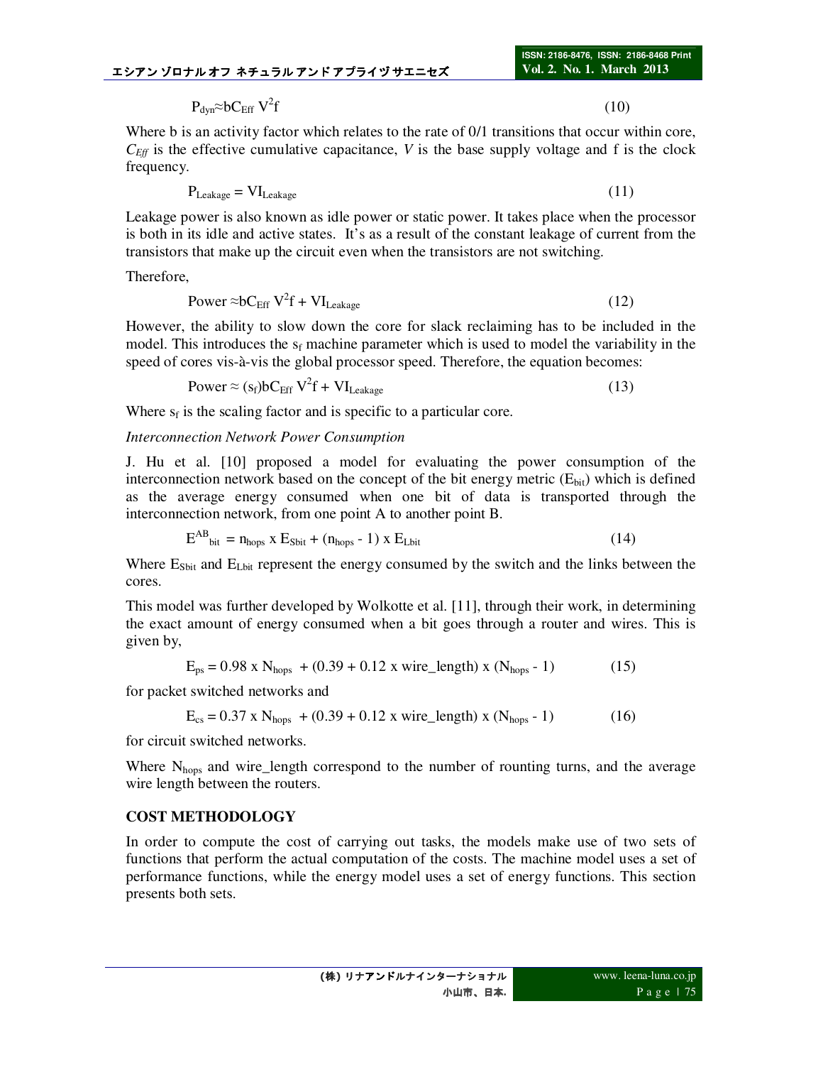$$P_{dyn} \approx bC_{Eff} V^2 f \quad (10)$$

Where b is an activity factor which relates to the rate of 0/1 transitions that occur within core, $C_{Eff}$ is the effective cumulative capacitance, $V$ is the base supply voltage and f is the clock frequency.

$$P_{Leakage} = VI_{Leakage} \quad (11)$$

Leakage power is also known as idle power or static power. It takes place when the processor is both in its idle and active states. It's as a result of the constant leakage of current from the transistors that make up the circuit even when the transistors are not switching.

Therefore,

$$\text{Power} \approx bC_{Eff} V^2 f + VI_{Leakage} \quad (12)$$

However, the ability to slow down the core for slack reclaiming has to be included in the model. This introduces the $s_f$ machine parameter which is used to model the variability in the speed of cores vis-à-vis the global processor speed. Therefore, the equation becomes:

$$\text{Power} \approx (s_f) bC_{Eff} V^2 f + VI_{Leakage} \quad (13)$$

Where $s_f$ is the scaling factor and is specific to a particular core.

*Interconnection Network Power Consumption*

J. Hu et al. [10] proposed a model for evaluating the power consumption of the interconnection network based on the concept of the bit energy metric ($E_{bit}$) which is defined as the average energy consumed when one bit of data is transported through the interconnection network, from one point A to another point B.

$$E^{AB}_{bit} = n_{hops} \times E_{Sbit} + (n_{hops} - 1) \times E_{Lbit} \quad (14)$$

Where $E_{Sbit}$ and $E_{Lbit}$ represent the energy consumed by the switch and the links between the cores.

This model was further developed by Wolkotte et al. [11], through their work, in determining the exact amount of energy consumed when a bit goes through a router and wires. This is given by,

$$E_{ps} = 0.98 \times N_{hops} + (0.39 + 0.12 \times wire\_length) \times (N_{hops} - 1) \quad (15)$$

for packet switched networks and

$$E_{cs} = 0.37 \times N_{hops} + (0.39 + 0.12 \times wire\_length) \times (N_{hops} - 1) \quad (16)$$

for circuit switched networks.

Where $N_{hops}$ and wire_length correspond to the number of rounting turns, and the average wire length between the routers.

## COST METHODOLOGY

In order to compute the cost of carrying out tasks, the models make use of two sets of functions that perform the actual computation of the costs. The machine model uses a set of performance functions, while the energy model uses a set of energy functions. This section presents both sets.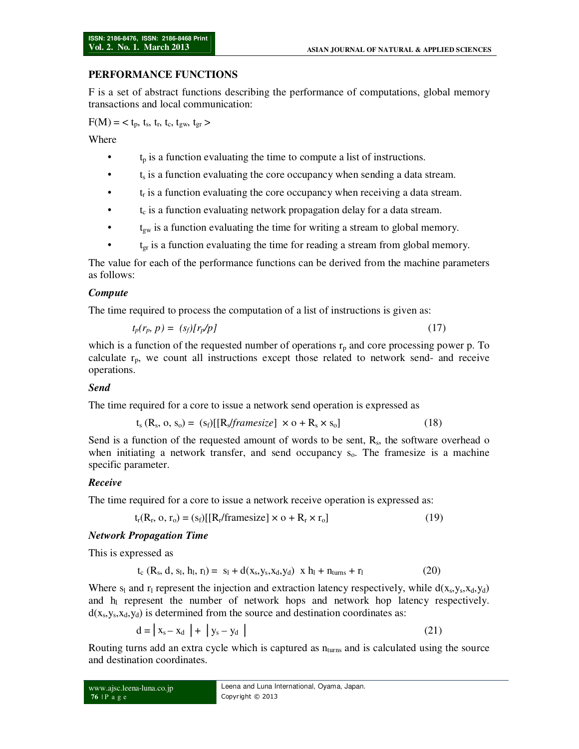## PERFORMANCE FUNCTIONS

F is a set of abstract functions describing the performance of computations, global memory transactions and local communication:

$F(M) = < t_p, t_s, t_r, t_c, t_{gw}, t_{gr} >$

Where

- $t_p$ is a function evaluating the time to compute a list of instructions.
- $t_s$ is a function evaluating the core occupancy when sending a data stream.
- $t_r$ is a function evaluating the core occupancy when receiving a data stream.
- $t_c$ is a function evaluating network propagation delay for a data stream.
- $t_{gw}$ is a function evaluating the time for writing a stream to global memory.
- $t_{gr}$ is a function evaluating the time for reading a stream from global memory.

The value for each of the performance functions can be derived from the machine parameters as follows:

### *Compute*

The time required to process the computation of a list of instructions is given as:

$$t_p(r_p, p) = (s_f)[r_p/p] \tag{17}$$

which is a function of the requested number of operations $r_p$ and core processing power p. To calculate $r_p$, we count all instructions except those related to network send- and receive operations.

### *Send*

The time required for a core to issue a network send operation is expressed as

$$t_s(R_s, o, s_o) = (s_f)[[R_s/framesize] \times o + R_s \times s_o] \tag{18}$$

Send is a function of the requested amount of words to be sent, $R_s$, the software overhead o when initiating a network transfer, and send occupancy $s_o$. The framesize is a machine specific parameter.

### *Receive*

The time required for a core to issue a network receive operation is expressed as:

$$t_r(R_r, o, r_o) = (s_f)[[R_r/\text{framesize}] \times o + R_r \times r_o] \tag{19}$$

### *Network Propagation Time*

This is expressed as

$$t_c(R_s, d, s_l, h_l, r_l) = s_l + d(x_s, y_s, x_d, y_d) \times h_l + n_{turns} + r_l \tag{20}$$

Where $s_l$ and $r_l$ represent the injection and extraction latency respectively, while $d(x_s,y_s,x_d,y_d)$ and $h_l$ represent the number of network hops and network hop latency respectively. $d(x_s,y_s,x_d,y_d)$ is determined from the source and destination coordinates as:

$$d = |x_s - x_d| + |y_s - y_d| \tag{21}$$

Routing turns add an extra cycle which is captured as $n_{turns}$ and is calculated using the source and destination coordinates.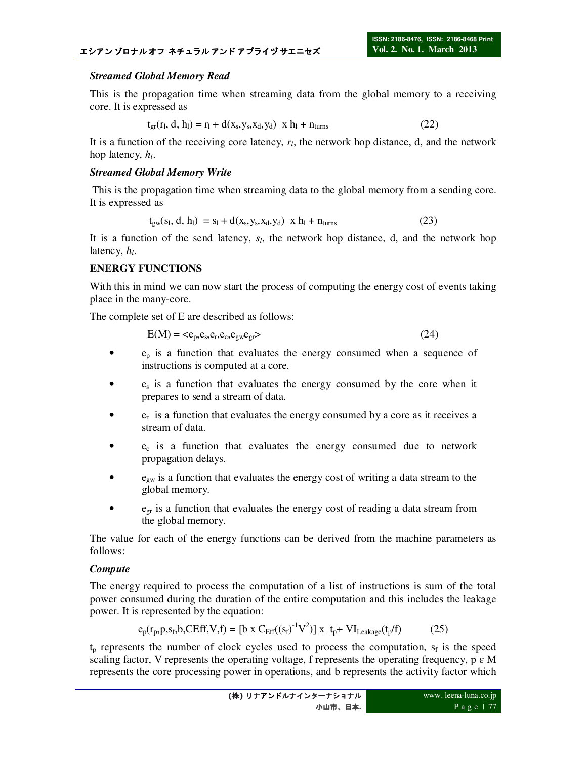***Streamed Global Memory Read***

This is the propagation time when streaming data from the global memory to a receiving core. It is expressed as

$$t_{gr}(r_l, d, h_l) = r_l + d(x_s,y_s,x_d,y_d)\ \ x\ h_l + n_{turns} \qquad (22)$$

It is a function of the receiving core latency, $r_l$, the network hop distance, d, and the network hop latency, $h_l$.

***Streamed Global Memory Write***

This is the propagation time when streaming data to the global memory from a sending core. It is expressed as

$$t_{gw}(s_l, d, h_l)\ = s_l + d(x_s,y_s,x_d,y_d)\ \ x\ h_l + n_{turns} \qquad (23)$$

It is a function of the send latency, $s_l$, the network hop distance, d, and the network hop latency, $h_l$.

**ENERGY FUNCTIONS**

With this in mind we can now start the process of computing the energy cost of events taking place in the many-core.

The complete set of E are described as follows:

$$E(M) = <e_p,e_s,e_r,e_c,e_{gw}e_{gr}> \qquad (24)$$

- $e_p$ is a function that evaluates the energy consumed when a sequence of instructions is computed at a core.
- $e_s$ is a function that evaluates the energy consumed by the core when it prepares to send a stream of data.
- $e_r$ is a function that evaluates the energy consumed by a core as it receives a stream of data.
- $e_c$ is a function that evaluates the energy consumed due to network propagation delays.
- $e_{gw}$ is a function that evaluates the energy cost of writing a data stream to the global memory.
- $e_{gr}$ is a function that evaluates the energy cost of reading a data stream from the global memory.

The value for each of the energy functions can be derived from the machine parameters as follows:

***Compute***

The energy required to process the computation of a list of instructions is sum of the total power consumed during the duration of the entire computation and this includes the leakage power. It is represented by the equation:

$$e_p(r_p,p,s_f,b,CEff,V,f) = [b\ x\ C_{Eff}((s_f)^{-1}V^2)]\ x\ \ t_p + VI_{Leakage}(t_p/f) \qquad (25)$$

$t_p$ represents the number of clock cycles used to process the computation, $s_f$ is the speed scaling factor, V represents the operating voltage, f represents the operating frequency, $p \in M$ represents the core processing power in operations, and b represents the activity factor which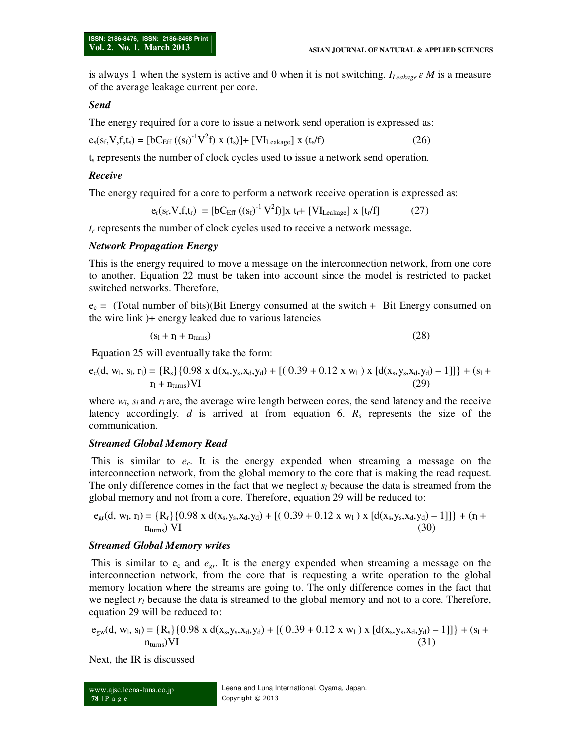is always 1 when the system is active and 0 when it is not switching. $I_{Leakage}\ \varepsilon\ M$ is a measure of the average leakage current per core.

***Send***

The energy required for a core to issue a network send operation is expressed as:

$$e_s(s_f,V,f,t_s) = [bC_{Eff}\ ((s_f)^{-1}V^2f)\ x\ (t_s)] + [VI_{Leakage}]\ x\ (t_s/f) \quad (26)$$

$t_s$ represents the number of clock cycles used to issue a network send operation.

***Receive***

The energy required for a core to perform a network receive operation is expressed as:

$$e_r(s_f,V,f,t_r) = [bC_{Eff}\ ((s_f)^{-1}\ V^2f)]x\ t_r + [VI_{Leakage}]\ x\ [t_r/f] \quad (27)$$

$t_r$ represents the number of clock cycles used to receive a network message.

***Network Propagation Energy***

This is the energy required to move a message on the interconnection network, from one core to another. Equation 22 must be taken into account since the model is restricted to packet switched networks. Therefore,

$e_c$ = (Total number of bits)(Bit Energy consumed at the switch + Bit Energy consumed on the wire link )+ energy leaked due to various latencies

$$(s_l + r_l + n_{turns}) \quad (28)$$

Equation 25 will eventually take the form:

$$e_c(d,\ w_l,\ s_l,\ r_l) = \{R_s\}\{0.98\ x\ d(x_s,y_s,x_d,y_d) + [(\ 0.39 + 0.12\ x\ w_l\ )\ x\ [d(x_s,y_s,x_d,y_d) - 1]]\} + (s_l + r_l + n_{turns})VI \quad (29)$$

where $w_l$, $s_l$ and $r_l$ are, the average wire length between cores, the send latency and the receive latency accordingly. $d$ is arrived at from equation 6. $R_s$ represents the size of the communication.

***Streamed Global Memory Read***

This is similar to $e_c$. It is the energy expended when streaming a message on the interconnection network, from the global memory to the core that is making the read request. The only difference comes in the fact that we neglect $s_l$ because the data is streamed from the global memory and not from a core. Therefore, equation 29 will be reduced to:

$$e_{gr}(d,\ w_l,\ r_l) = \{R_r\}\{0.98\ x\ d(x_s,y_s,x_d,y_d) + [(\ 0.39 + 0.12\ x\ w_l\ )\ x\ [d(x_s,y_s,x_d,y_d) - 1]]\} + (r_l + n_{turns})\ VI \quad (30)$$

***Streamed Global Memory writes***

This is similar to $e_c$ and $e_{gr}$. It is the energy expended when streaming a message on the interconnection network, from the core that is requesting a write operation to the global memory location where the streams are going to. The only difference comes in the fact that we neglect $r_l$ because the data is streamed to the global memory and not to a core. Therefore, equation 29 will be reduced to:

$$e_{gw}(d,\ w_l,\ s_l) = \{R_s\}\{0.98\ x\ d(x_s,y_s,x_d,y_d) + [(\ 0.39 + 0.12\ x\ w_l\ )\ x\ [d(x_s,y_s,x_d,y_d) - 1]]\} + (s_l + n_{turns})VI \quad (31)$$

Next, the IR is discussed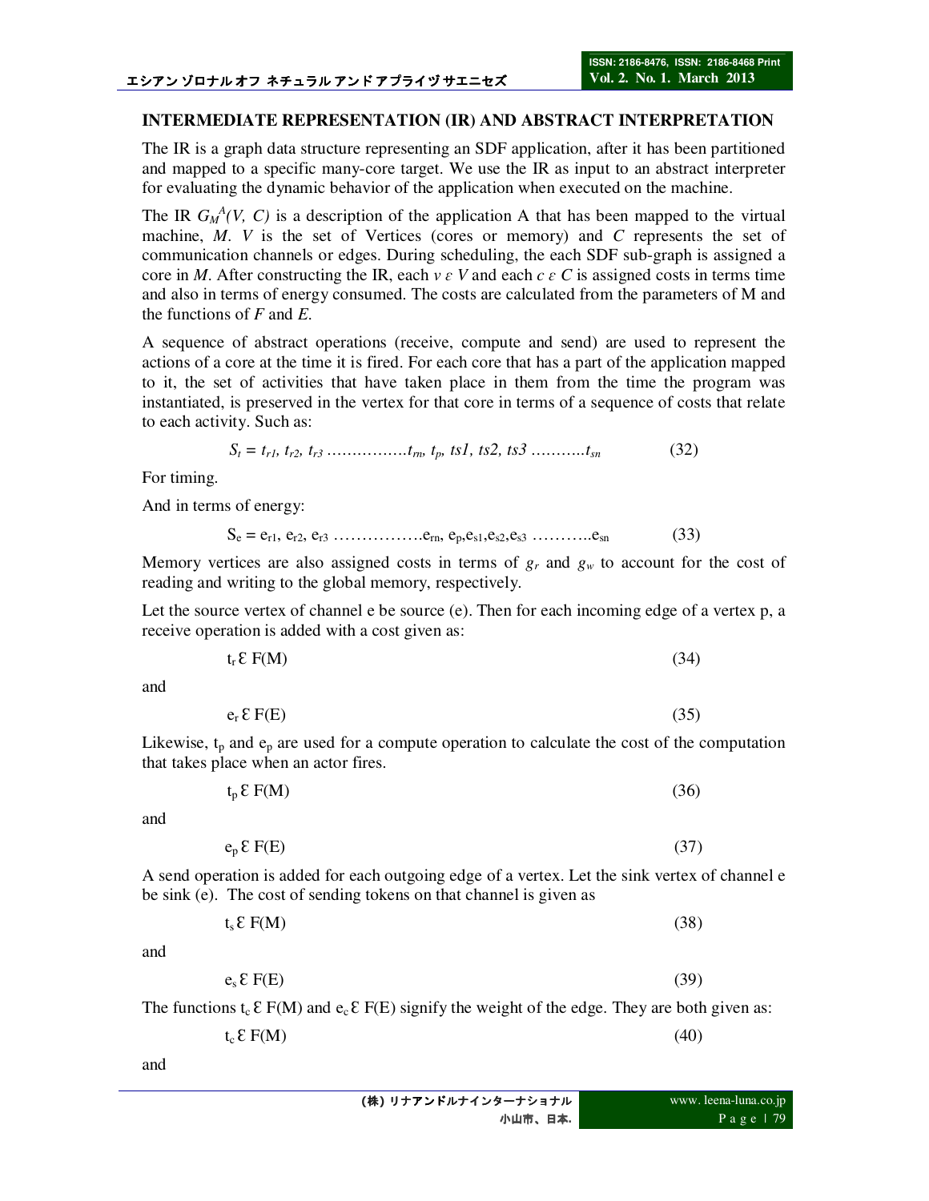## INTERMEDIATE REPRESENTATION (IR) AND ABSTRACT INTERPRETATION

The IR is a graph data structure representing an SDF application, after it has been partitioned and mapped to a specific many-core target. We use the IR as input to an abstract interpreter for evaluating the dynamic behavior of the application when executed on the machine.

The IR $G_M^A(V, C)$ is a description of the application A that has been mapped to the virtual machine, *M*. *V* is the set of Vertices (cores or memory) and *C* represents the set of communication channels or edges. During scheduling, the each SDF sub-graph is assigned a core in *M*. After constructing the IR, each $v \varepsilon V$ and each $c \varepsilon C$ is assigned costs in terms time and also in terms of energy consumed. The costs are calculated from the parameters of M and the functions of *F* and *E*.

A sequence of abstract operations (receive, compute and send) are used to represent the actions of a core at the time it is fired. For each core that has a part of the application mapped to it, the set of activities that have taken place in them from the time the program was instantiated, is preserved in the vertex for that core in terms of a sequence of costs that relate to each activity. Such as:

$$S_t = t_{r1}, t_{r2}, t_{r3} \ldots\ldots\ldots\ldots t_{rn}, t_p, ts1, ts2, ts3 \ldots\ldots\ldots t_{sn} \quad (32)$$

For timing.

And in terms of energy:

$$S_e = e_{r1}, e_{r2}, e_{r3} \ldots\ldots\ldots\ldots e_{rn}, e_p, e_{s1}, e_{s2}, e_{s3} \ldots\ldots\ldots e_{sn} \quad (33)$$

Memory vertices are also assigned costs in terms of $g_r$ and $g_w$ to account for the cost of reading and writing to the global memory, respectively.

Let the source vertex of channel e be source (e). Then for each incoming edge of a vertex p, a receive operation is added with a cost given as:

$$t_r \, \mathcal{E} \, F(M) \quad (34)$$

and

$$e_r \, \mathcal{E} \, F(E) \quad (35)$$

Likewise, $t_p$ and $e_p$ are used for a compute operation to calculate the cost of the computation that takes place when an actor fires.

$$t_p \, \mathcal{E} \, F(M) \quad (36)$$

and

$$e_p \, \mathcal{E} \, F(E) \quad (37)$$

A send operation is added for each outgoing edge of a vertex. Let the sink vertex of channel e be sink (e). The cost of sending tokens on that channel is given as

$$t_s \, \mathcal{E} \, F(M) \quad (38)$$

and

$$e_s \, \mathcal{E} \, F(E) \quad (39)$$

The functions $t_c \, \mathcal{E} \, F(M)$ and $e_c \, \mathcal{E} \, F(E)$ signify the weight of the edge. They are both given as:

$$t_c \, \mathcal{E} \, F(M) \quad (40)$$

and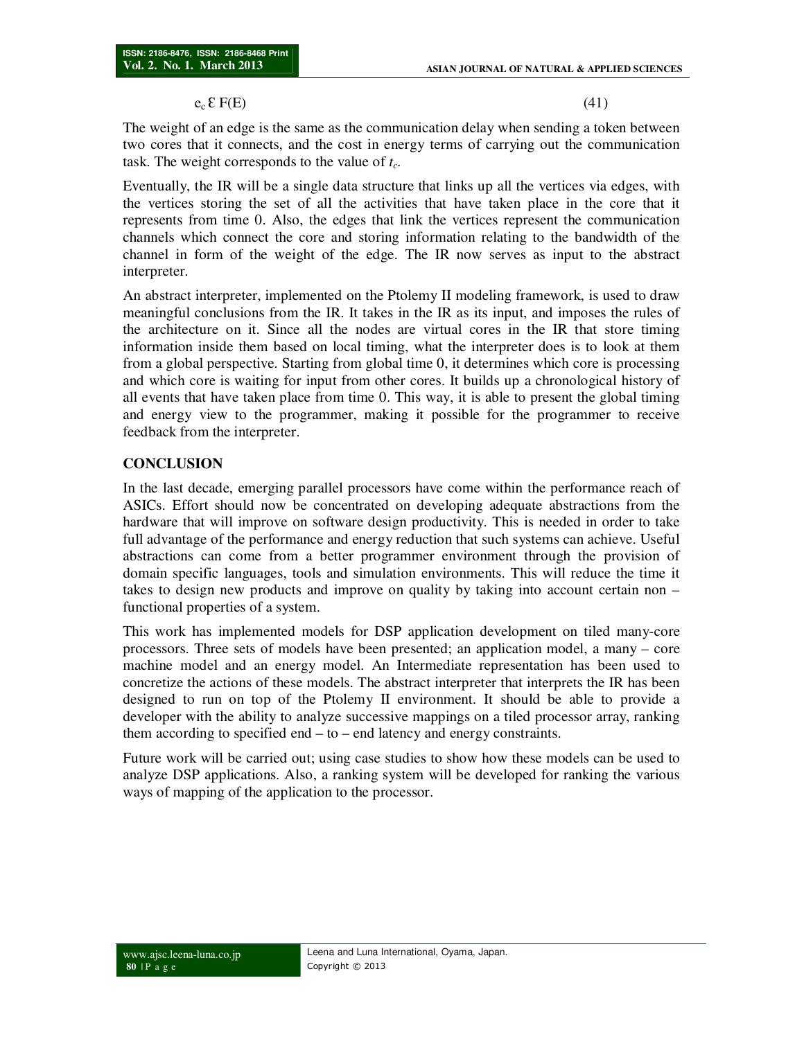$$e_c \in F(E) \tag{41}$$

The weight of an edge is the same as the communication delay when sending a token between two cores that it connects, and the cost in energy terms of carrying out the communication task. The weight corresponds to the value of $t_c$.

Eventually, the IR will be a single data structure that links up all the vertices via edges, with the vertices storing the set of all the activities that have taken place in the core that it represents from time 0. Also, the edges that link the vertices represent the communication channels which connect the core and storing information relating to the bandwidth of the channel in form of the weight of the edge. The IR now serves as input to the abstract interpreter.

An abstract interpreter, implemented on the Ptolemy II modeling framework, is used to draw meaningful conclusions from the IR. It takes in the IR as its input, and imposes the rules of the architecture on it. Since all the nodes are virtual cores in the IR that store timing information inside them based on local timing, what the interpreter does is to look at them from a global perspective. Starting from global time 0, it determines which core is processing and which core is waiting for input from other cores. It builds up a chronological history of all events that have taken place from time 0. This way, it is able to present the global timing and energy view to the programmer, making it possible for the programmer to receive feedback from the interpreter.

## CONCLUSION

In the last decade, emerging parallel processors have come within the performance reach of ASICs. Effort should now be concentrated on developing adequate abstractions from the hardware that will improve on software design productivity. This is needed in order to take full advantage of the performance and energy reduction that such systems can achieve. Useful abstractions can come from a better programmer environment through the provision of domain specific languages, tools and simulation environments. This will reduce the time it takes to design new products and improve on quality by taking into account certain non – functional properties of a system.

This work has implemented models for DSP application development on tiled many-core processors. Three sets of models have been presented; an application model, a many – core machine model and an energy model. An Intermediate representation has been used to concretize the actions of these models. The abstract interpreter that interprets the IR has been designed to run on top of the Ptolemy II environment. It should be able to provide a developer with the ability to analyze successive mappings on a tiled processor array, ranking them according to specified end – to – end latency and energy constraints.

Future work will be carried out; using case studies to show how these models can be used to analyze DSP applications. Also, a ranking system will be developed for ranking the various ways of mapping of the application to the processor.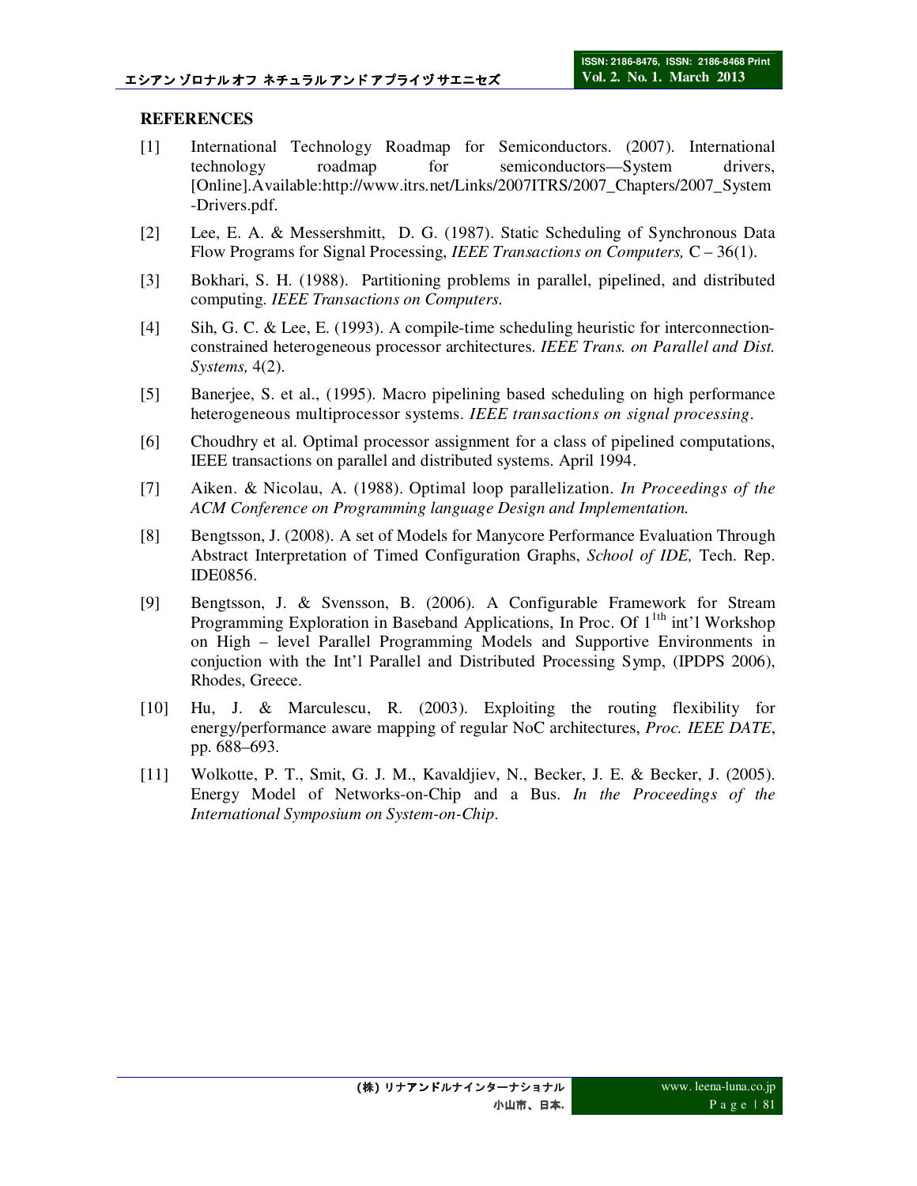**REFERENCES**

[1] International Technology Roadmap for Semiconductors. (2007). International technology roadmap for semiconductors—System drivers, [Online].Available:http://www.itrs.net/Links/2007ITRS/2007_Chapters/2007_System-Drivers.pdf.

[2] Lee, E. A. & Messershmitt, D. G. (1987). Static Scheduling of Synchronous Data Flow Programs for Signal Processing, *IEEE Transactions on Computers,* C – 36(1).

[3] Bokhari, S. H. (1988). Partitioning problems in parallel, pipelined, and distributed computing. *IEEE Transactions on Computers.*

[4] Sih, G. C. & Lee, E. (1993). A compile-time scheduling heuristic for interconnection-constrained heterogeneous processor architectures. *IEEE Trans. on Parallel and Dist. Systems,* 4(2).

[5] Banerjee, S. et al., (1995). Macro pipelining based scheduling on high performance heterogeneous multiprocessor systems. *IEEE transactions on signal processing.*

[6] Choudhry et al. Optimal processor assignment for a class of pipelined computations, IEEE transactions on parallel and distributed systems. April 1994.

[7] Aiken. & Nicolau, A. (1988). Optimal loop parallelization. *In Proceedings of the ACM Conference on Programming language Design and Implementation.*

[8] Bengtsson, J. (2008). A set of Models for Manycore Performance Evaluation Through Abstract Interpretation of Timed Configuration Graphs, *School of IDE,* Tech. Rep. IDE0856.

[9] Bengtsson, J. & Svensson, B. (2006). A Configurable Framework for Stream Programming Exploration in Baseband Applications, In Proc. Of 1[1th] int'l Workshop on High – level Parallel Programming Models and Supportive Environments in conjuction with the Int'l Parallel and Distributed Processing Symp, (IPDPS 2006), Rhodes, Greece.

[10] Hu, J. & Marculescu, R. (2003). Exploiting the routing flexibility for energy/performance aware mapping of regular NoC architectures, *Proc. IEEE DATE*, pp. 688–693.

[11] Wolkotte, P. T., Smit, G. J. M., Kavaldjiev, N., Becker, J. E. & Becker, J. (2005). Energy Model of Networks-on-Chip and a Bus. *In the Proceedings of the International Symposium on System-on-Chip.*